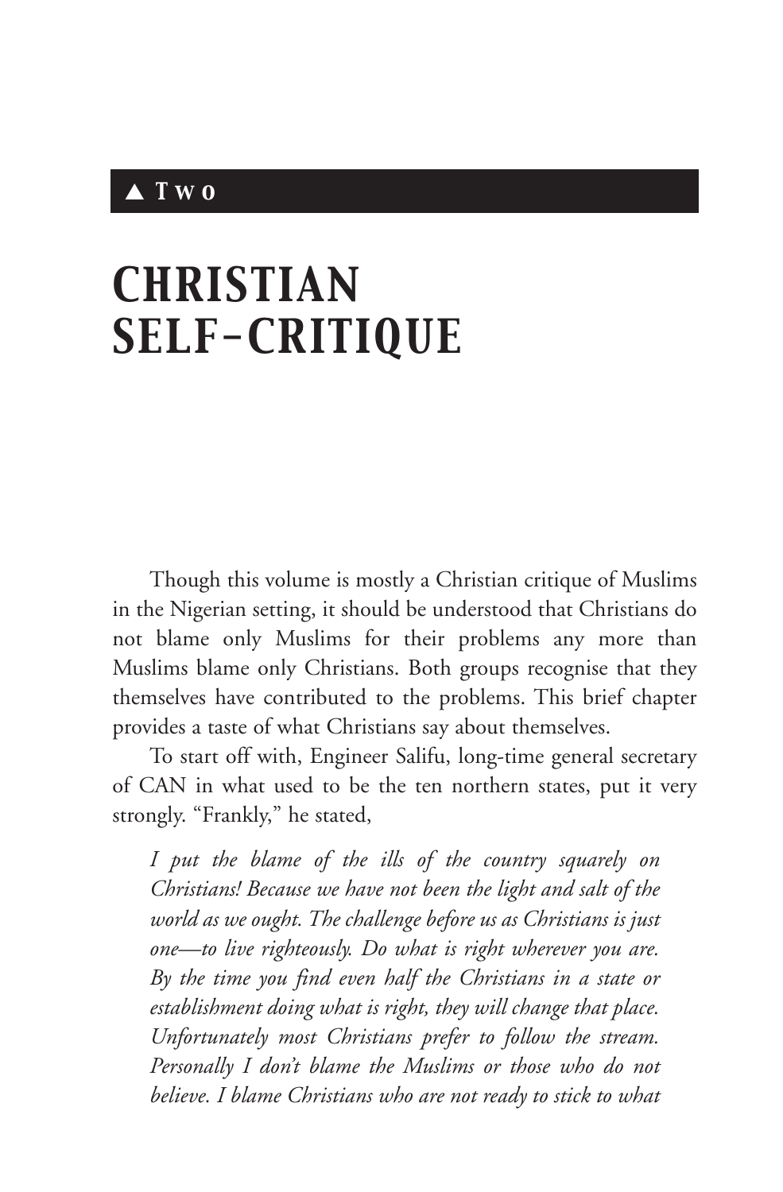▲ **Two**

# CHRISTIAN SELF-CRITIQUE

Though this volume is mostly a Christian critique of Muslims in the Nigerian setting, it should be understood that Christians do not blame only Muslims for their problems any more than Muslims blame only Christians. Both groups recognise that they themselves have contributed to the problems. This brief chapter provides a taste of what Christians say about themselves.

To start off with, Engineer Salifu, long-time general secretary of CAN in what used to be the ten northern states, put it very strongly. "Frankly," he stated,

> *I put the blame of the ills of the country squarely on Christians! Because we have not been the light and salt of the world as we ought. The challenge before us as Christians is just one—to live righteously. Do what is right wherever you are. By the time you find even half the Christians in a state or establishment doing what is right, they will change that place. Unfortunately most Christians prefer to follow the stream. Personally I don't blame the Muslims or those who do not believe. I blame Christians who are not ready to stick to what*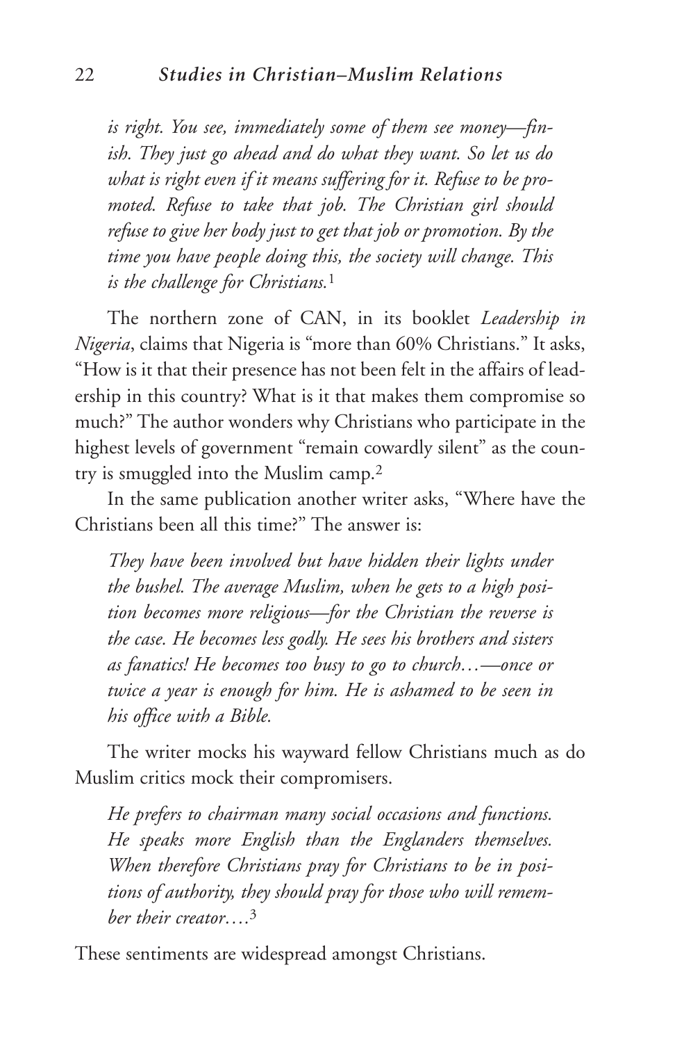*is right. You see, immediately some of them see money—finish. They just go ahead and do what they want. So let us do what is right even if it means suffering for it. Refuse to be promoted. Refuse to take that job. The Christian girl should refuse to give her body just to get that job or promotion. By the time you have people doing this, the society will change. This is the challenge for Christians.*[1]

The northern zone of CAN, in its booklet *Leadership in Nigeria*, claims that Nigeria is "more than 60% Christians." It asks, "How is it that their presence has not been felt in the affairs of leadership in this country? What is it that makes them compromise so much?" The author wonders why Christians who participate in the highest levels of government "remain cowardly silent" as the country is smuggled into the Muslim camp.[2]

In the same publication another writer asks, "Where have the Christians been all this time?" The answer is:

*They have been involved but have hidden their lights under the bushel. The average Muslim, when he gets to a high position becomes more religious—for the Christian the reverse is the case. He becomes less godly. He sees his brothers and sisters as fanatics! He becomes too busy to go to church…—once or twice a year is enough for him. He is ashamed to be seen in his office with a Bible.*

The writer mocks his wayward fellow Christians much as do Muslim critics mock their compromisers.

*He prefers to chairman many social occasions and functions. He speaks more English than the Englanders themselves. When therefore Christians pray for Christians to be in positions of authority, they should pray for those who will remember their creator….*[3]

These sentiments are widespread amongst Christians.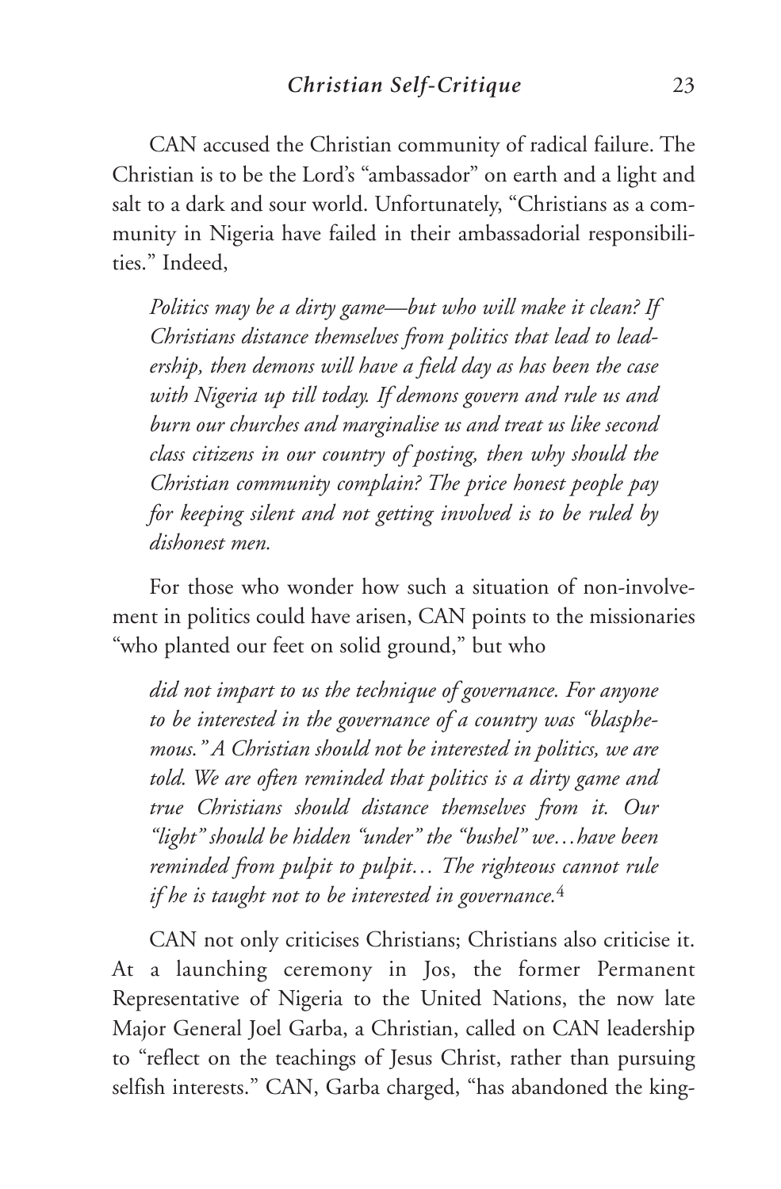CAN accused the Christian community of radical failure. The Christian is to be the Lord's "ambassador" on earth and a light and salt to a dark and sour world. Unfortunately, "Christians as a community in Nigeria have failed in their ambassadorial responsibilities." Indeed,

> *Politics may be a dirty game—but who will make it clean? If Christians distance themselves from politics that lead to leadership, then demons will have a field day as has been the case with Nigeria up till today. If demons govern and rule us and burn our churches and marginalise us and treat us like second class citizens in our country of posting, then why should the Christian community complain? The price honest people pay for keeping silent and not getting involved is to be ruled by dishonest men.*

For those who wonder how such a situation of non-involvement in politics could have arisen, CAN points to the missionaries "who planted our feet on solid ground," but who

> *did not impart to us the technique of governance. For anyone to be interested in the governance of a country was "blasphemous." A Christian should not be interested in politics, we are told. We are often reminded that politics is a dirty game and true Christians should distance themselves from it. Our "light" should be hidden "under" the "bushel" we…have been reminded from pulpit to pulpit… The righteous cannot rule if he is taught not to be interested in governance.*[4]

CAN not only criticises Christians; Christians also criticise it. At a launching ceremony in Jos, the former Permanent Representative of Nigeria to the United Nations, the now late Major General Joel Garba, a Christian, called on CAN leadership to "reflect on the teachings of Jesus Christ, rather than pursuing selfish interests." CAN, Garba charged, "has abandoned the king-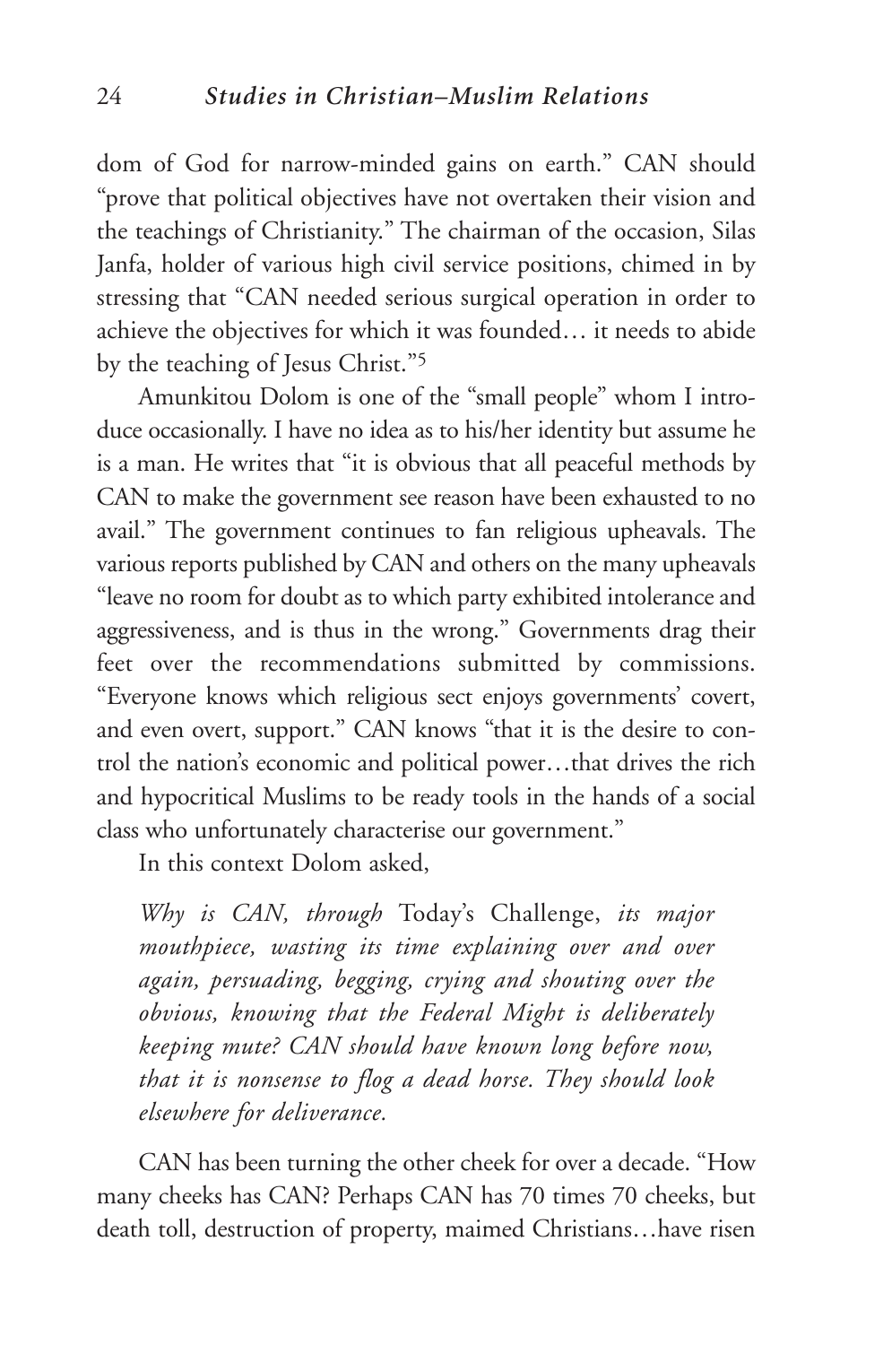dom of God for narrow-minded gains on earth." CAN should "prove that political objectives have not overtaken their vision and the teachings of Christianity." The chairman of the occasion, Silas Janfa, holder of various high civil service positions, chimed in by stressing that "CAN needed serious surgical operation in order to achieve the objectives for which it was founded… it needs to abide by the teaching of Jesus Christ."[5]

Amunkitou Dolom is one of the "small people" whom I introduce occasionally. I have no idea as to his/her identity but assume he is a man. He writes that "it is obvious that all peaceful methods by CAN to make the government see reason have been exhausted to no avail." The government continues to fan religious upheavals. The various reports published by CAN and others on the many upheavals "leave no room for doubt as to which party exhibited intolerance and aggressiveness, and is thus in the wrong." Governments drag their feet over the recommendations submitted by commissions. "Everyone knows which religious sect enjoys governments' covert, and even overt, support." CAN knows "that it is the desire to control the nation's economic and political power…that drives the rich and hypocritical Muslims to be ready tools in the hands of a social class who unfortunately characterise our government."

In this context Dolom asked,

> *Why is CAN, through* Today's Challenge, *its major mouthpiece, wasting its time explaining over and over again, persuading, begging, crying and shouting over the obvious, knowing that the Federal Might is deliberately keeping mute? CAN should have known long before now, that it is nonsense to flog a dead horse. They should look elsewhere for deliverance.*

CAN has been turning the other cheek for over a decade. "How many cheeks has CAN? Perhaps CAN has 70 times 70 cheeks, but death toll, destruction of property, maimed Christians…have risen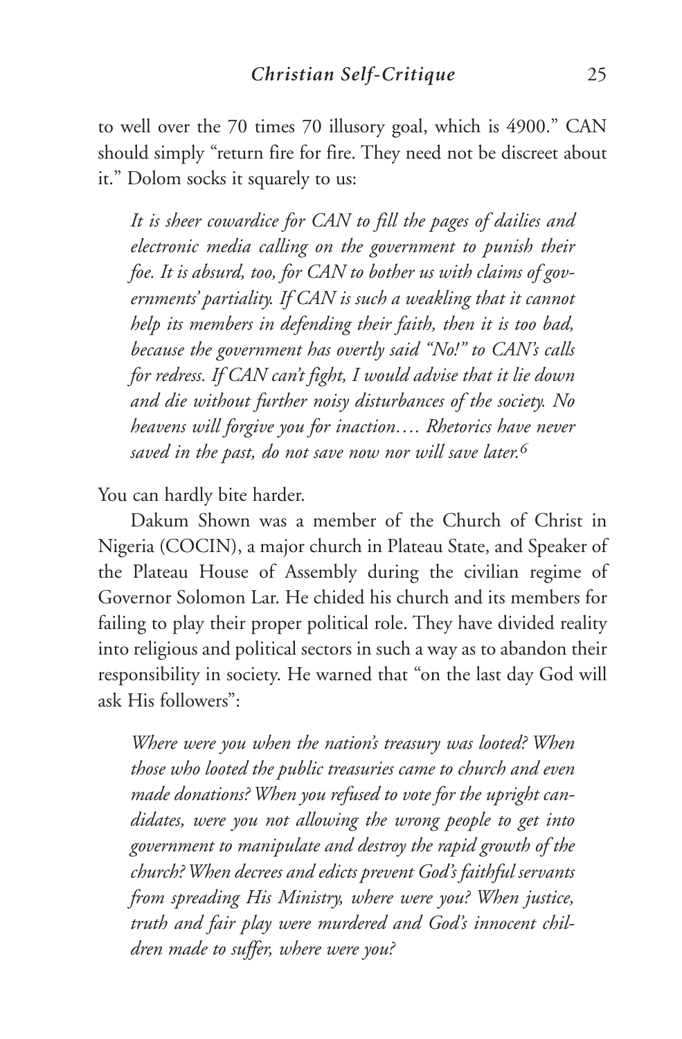to well over the 70 times 70 illusory goal, which is 4900." CAN should simply "return fire for fire. They need not be discreet about it." Dolom socks it squarely to us:

> *It is sheer cowardice for CAN to fill the pages of dailies and electronic media calling on the government to punish their foe. It is absurd, too, for CAN to bother us with claims of governments' partiality. If CAN is such a weakling that it cannot help its members in defending their faith, then it is too bad, because the government has overtly said "No!" to CAN's calls for redress. If CAN can't fight, I would advise that it lie down and die without further noisy disturbances of the society. No heavens will forgive you for inaction…. Rhetorics have never saved in the past, do not save now nor will save later.*[6]

You can hardly bite harder.

Dakum Shown was a member of the Church of Christ in Nigeria (COCIN), a major church in Plateau State, and Speaker of the Plateau House of Assembly during the civilian regime of Governor Solomon Lar. He chided his church and its members for failing to play their proper political role. They have divided reality into religious and political sectors in such a way as to abandon their responsibility in society. He warned that "on the last day God will ask His followers":

> *Where were you when the nation's treasury was looted? When those who looted the public treasuries came to church and even made donations? When you refused to vote for the upright candidates, were you not allowing the wrong people to get into government to manipulate and destroy the rapid growth of the church? When decrees and edicts prevent God's faithful servants from spreading His Ministry, where were you? When justice, truth and fair play were murdered and God's innocent children made to suffer, where were you?*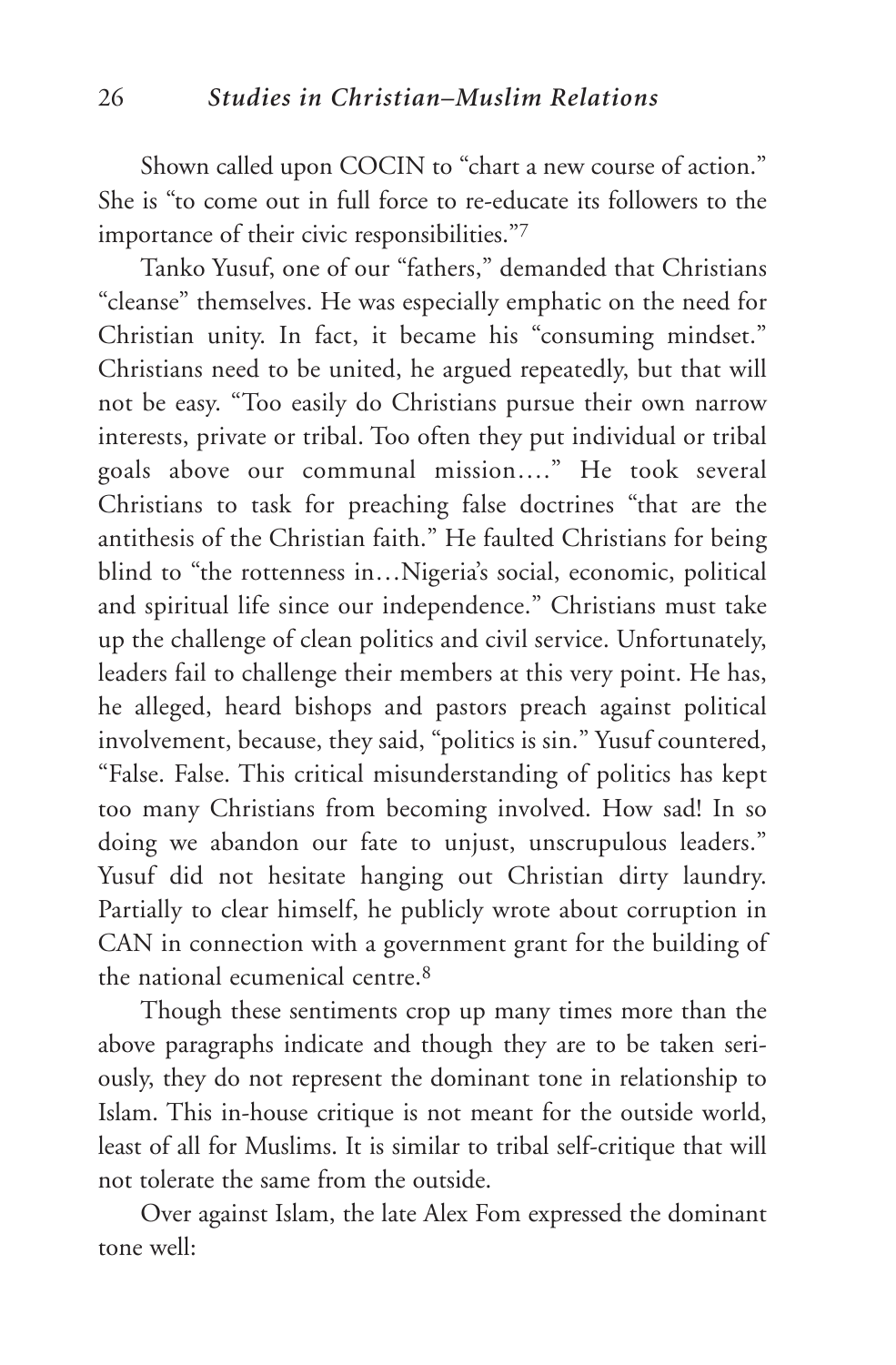Shown called upon COCIN to "chart a new course of action." She is "to come out in full force to re-educate its followers to the importance of their civic responsibilities."[7]

Tanko Yusuf, one of our "fathers," demanded that Christians "cleanse" themselves. He was especially emphatic on the need for Christian unity. In fact, it became his "consuming mindset." Christians need to be united, he argued repeatedly, but that will not be easy. "Too easily do Christians pursue their own narrow interests, private or tribal. Too often they put individual or tribal goals above our communal mission…." He took several Christians to task for preaching false doctrines "that are the antithesis of the Christian faith." He faulted Christians for being blind to "the rottenness in…Nigeria's social, economic, political and spiritual life since our independence." Christians must take up the challenge of clean politics and civil service. Unfortunately, leaders fail to challenge their members at this very point. He has, he alleged, heard bishops and pastors preach against political involvement, because, they said, "politics is sin." Yusuf countered, "False. False. This critical misunderstanding of politics has kept too many Christians from becoming involved. How sad! In so doing we abandon our fate to unjust, unscrupulous leaders." Yusuf did not hesitate hanging out Christian dirty laundry. Partially to clear himself, he publicly wrote about corruption in CAN in connection with a government grant for the building of the national ecumenical centre.[8]

Though these sentiments crop up many times more than the above paragraphs indicate and though they are to be taken seriously, they do not represent the dominant tone in relationship to Islam. This in-house critique is not meant for the outside world, least of all for Muslims. It is similar to tribal self-critique that will not tolerate the same from the outside.

Over against Islam, the late Alex Fom expressed the dominant tone well: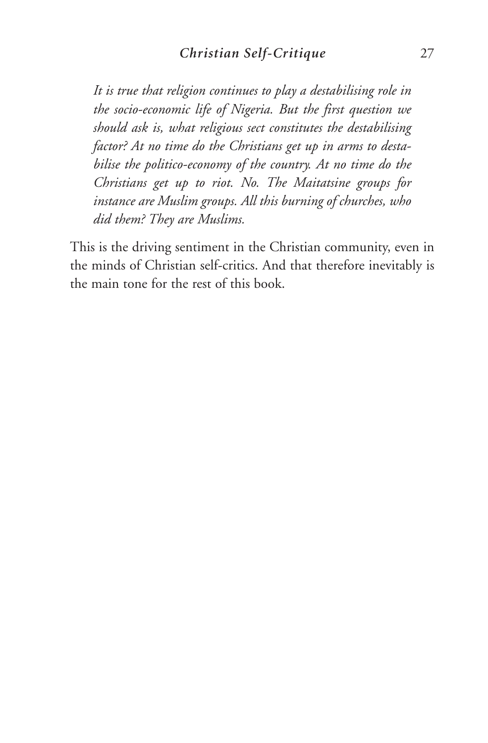*It is true that religion continues to play a destabilising role in the socio-economic life of Nigeria. But the first question we should ask is, what religious sect constitutes the destabilising factor? At no time do the Christians get up in arms to destabilise the politico-economy of the country. At no time do the Christians get up to riot. No. The Maitatsine groups for instance are Muslim groups. All this burning of churches, who did them? They are Muslims.*

This is the driving sentiment in the Christian community, even in the minds of Christian self-critics. And that therefore inevitably is the main tone for the rest of this book.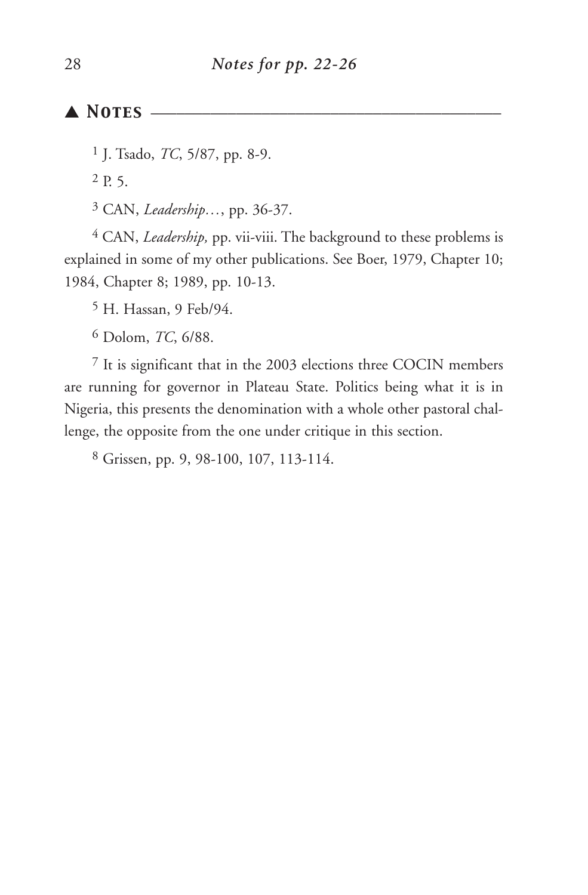## ▲ Notes

[1] J. Tsado, *TC*, 5/87, pp. 8-9.

[2] P. 5.

[3] CAN, *Leadership…*, pp. 36-37.

[4] CAN, *Leadership,* pp. vii-viii. The background to these problems is explained in some of my other publications. See Boer, 1979, Chapter 10; 1984, Chapter 8; 1989, pp. 10-13.

[5] H. Hassan, 9 Feb/94.

[6] Dolom, *TC*, 6/88.

[7] It is significant that in the 2003 elections three COCIN members are running for governor in Plateau State. Politics being what it is in Nigeria, this presents the denomination with a whole other pastoral challenge, the opposite from the one under critique in this section.

[8] Grissen, pp. 9, 98-100, 107, 113-114.